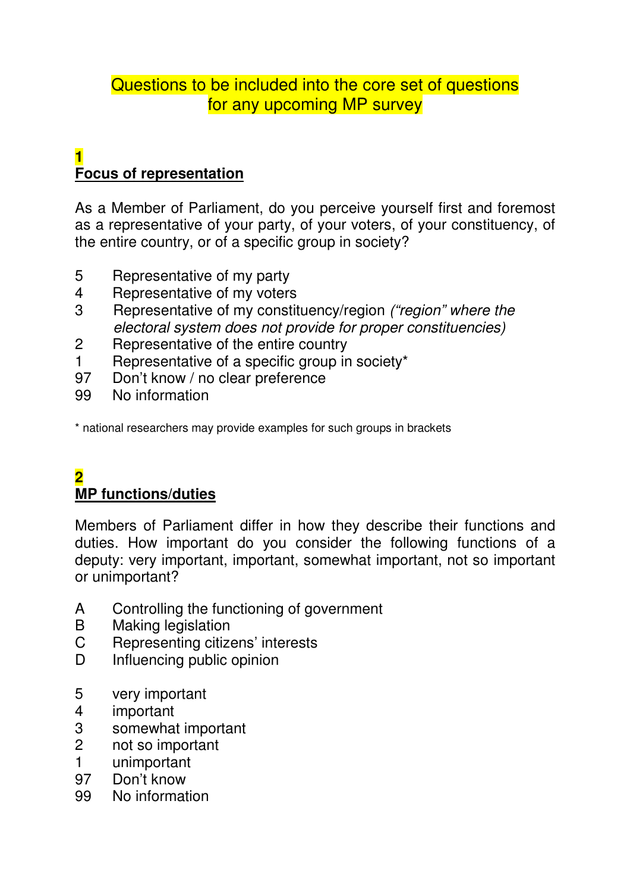# Questions to be included into the core set of questions for any upcoming MP survey

## 1
## Focus of representation

As a Member of Parliament, do you perceive yourself first and foremost as a representative of your party, of your voters, of your constituency, of the entire country, or of a specific group in society?

5 Representative of my party
4 Representative of my voters
3 Representative of my constituency/region *("region" where the electoral system does not provide for proper constituencies)*
2 Representative of the entire country
1 Representative of a specific group in society*
97 Don't know / no clear preference
99 No information

\* national researchers may provide examples for such groups in brackets

## 2
## MP functions/duties

Members of Parliament differ in how they describe their functions and duties. How important do you consider the following functions of a deputy: very important, important, somewhat important, not so important or unimportant?

A Controlling the functioning of government
B Making legislation
C Representing citizens' interests
D Influencing public opinion

5 very important
4 important
3 somewhat important
2 not so important
1 unimportant
97 Don't know
99 No information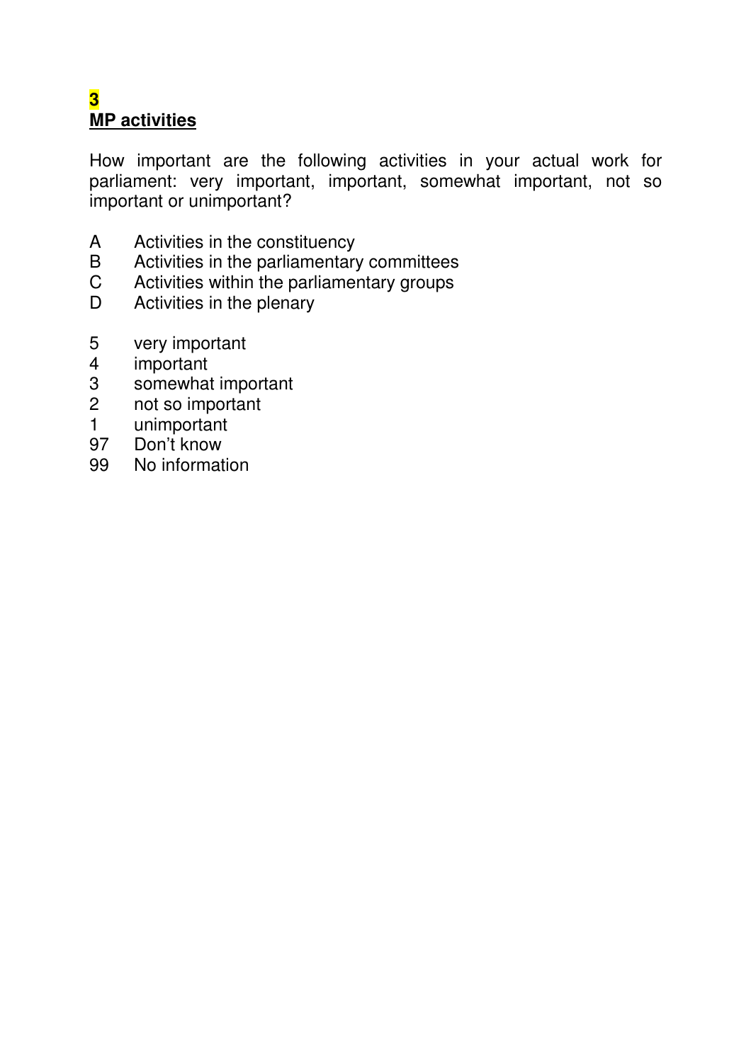**3**
**MP activities**

How important are the following activities in your actual work for parliament: very important, important, somewhat important, not so important or unimportant?

A Activities in the constituency
B Activities in the parliamentary committees
C Activities within the parliamentary groups
D Activities in the plenary

5 very important
4 important
3 somewhat important
2 not so important
1 unimportant
97 Don't know
99 No information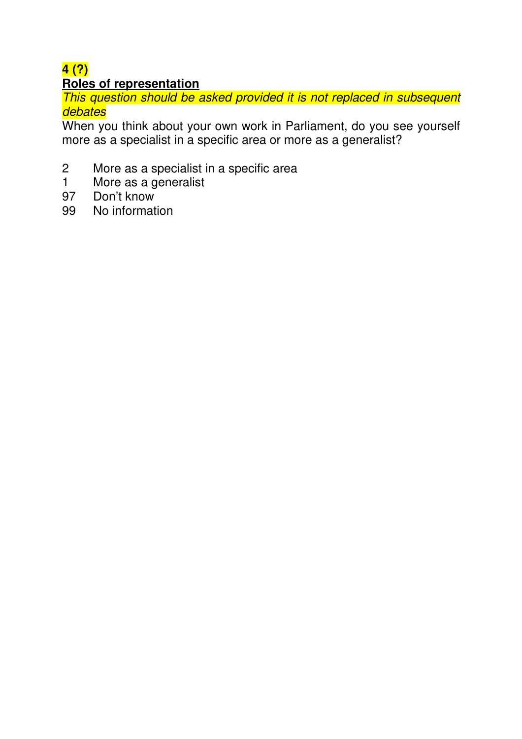**4 (?)**

**Roles of representation**

*This question should be asked provided it is not replaced in subsequent debates*

When you think about your own work in Parliament, do you see yourself more as a specialist in a specific area or more as a generalist?

2 More as a specialist in a specific area
1 More as a generalist
97 Don't know
99 No information